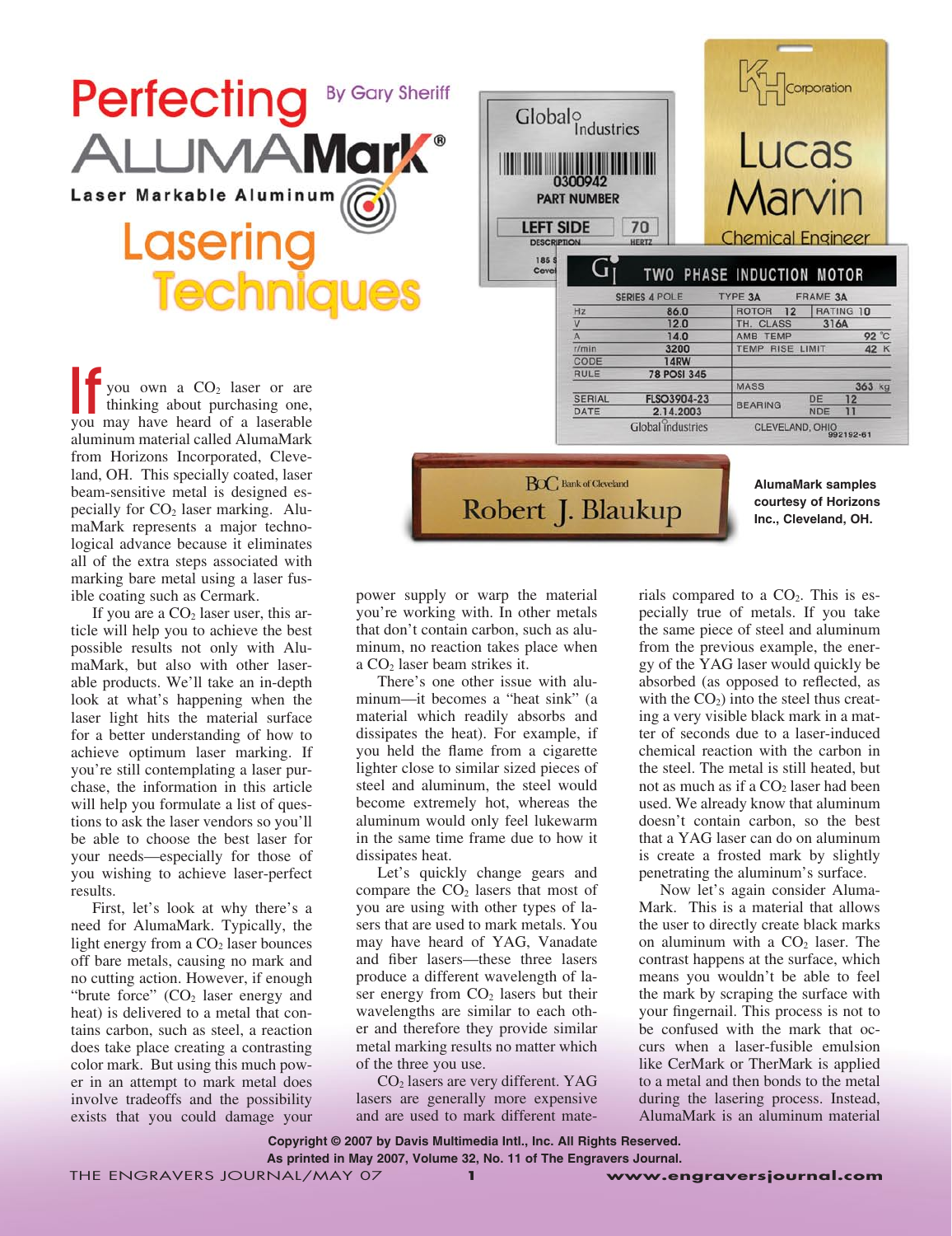# Perfecting AlumaMark® Lasering Techniques

By Gary Sheriff

AlumaMark samples courtesy of Horizons Inc., Cleveland, OH.

If you own a $CO_2$ laser or are thinking about purchasing one, you may have heard of a laserable aluminum material called AlumaMark from Horizons Incorporated, Cleveland, OH. This specially coated, laser beam-sensitive metal is designed especially for $CO_2$ laser marking. AlumaMark represents a major technological advance because it eliminates all of the extra steps associated with marking bare metal using a laser fusible coating such as Cermark.

If you are a $CO_2$ laser user, this article will help you to achieve the best possible results not only with AlumaMark, but also with other laserable products. We'll take an in-depth look at what's happening when the laser light hits the material surface for a better understanding of how to achieve optimum laser marking. If you're still contemplating a laser purchase, the information in this article will help you formulate a list of questions to ask the laser vendors so you'll be able to choose the best laser for your needs—especially for those of you wishing to achieve laser-perfect results.

First, let's look at why there's a need for AlumaMark. Typically, the light energy from a $CO_2$ laser bounces off bare metals, causing no mark and no cutting action. However, if enough "brute force" ($CO_2$ laser energy and heat) is delivered to a metal that contains carbon, such as steel, a reaction does take place creating a contrasting color mark. But using this much power in an attempt to mark metal does involve tradeoffs and the possibility exists that you could damage your power supply or warp the material you're working with. In other metals that don't contain carbon, such as aluminum, no reaction takes place when a $CO_2$ laser beam strikes it.

There's one other issue with aluminum—it becomes a "heat sink" (a material which readily absorbs and dissipates the heat). For example, if you held the flame from a cigarette lighter close to similar sized pieces of steel and aluminum, the steel would become extremely hot, whereas the aluminum would only feel lukewarm in the same time frame due to how it dissipates heat.

Let's quickly change gears and compare the $CO_2$ lasers that most of you are using with other types of lasers that are used to mark metals. You may have heard of YAG, Vanadate and fiber lasers—these three lasers produce a different wavelength of laser energy from $CO_2$ lasers but their wavelengths are similar to each other and therefore they provide similar metal marking results no matter which of the three you use.

$CO_2$ lasers are very different. YAG lasers are generally more expensive and are used to mark different materials compared to a $CO_2$. This is especially true of metals. If you take the same piece of steel and aluminum from the previous example, the energy of the YAG laser would quickly be absorbed (as opposed to reflected, as with the $CO_2$) into the steel thus creating a very visible black mark in a matter of seconds due to a laser-induced chemical reaction with the carbon in the steel. The metal is still heated, but not as much as if a $CO_2$ laser had been used. We already know that aluminum doesn't contain carbon, so the best that a YAG laser can do on aluminum is create a frosted mark by slightly penetrating the aluminum's surface.

Now let's again consider AlumaMark. This is a material that allows the user to directly create black marks on aluminum with a $CO_2$ laser. The contrast happens at the surface, which means you wouldn't be able to feel the mark by scraping the surface with your fingernail. This process is not to be confused with the mark that occurs when a laser-fusible emulsion like CerMark or TherMark is applied to a metal and then bonds to the metal during the lasering process. Instead, AlumaMark is an aluminum material

Copyright © 2007 by Davis Multimedia Intl., Inc. All Rights Reserved.
As printed in May 2007, Volume 32, No. 11 of The Engravers Journal.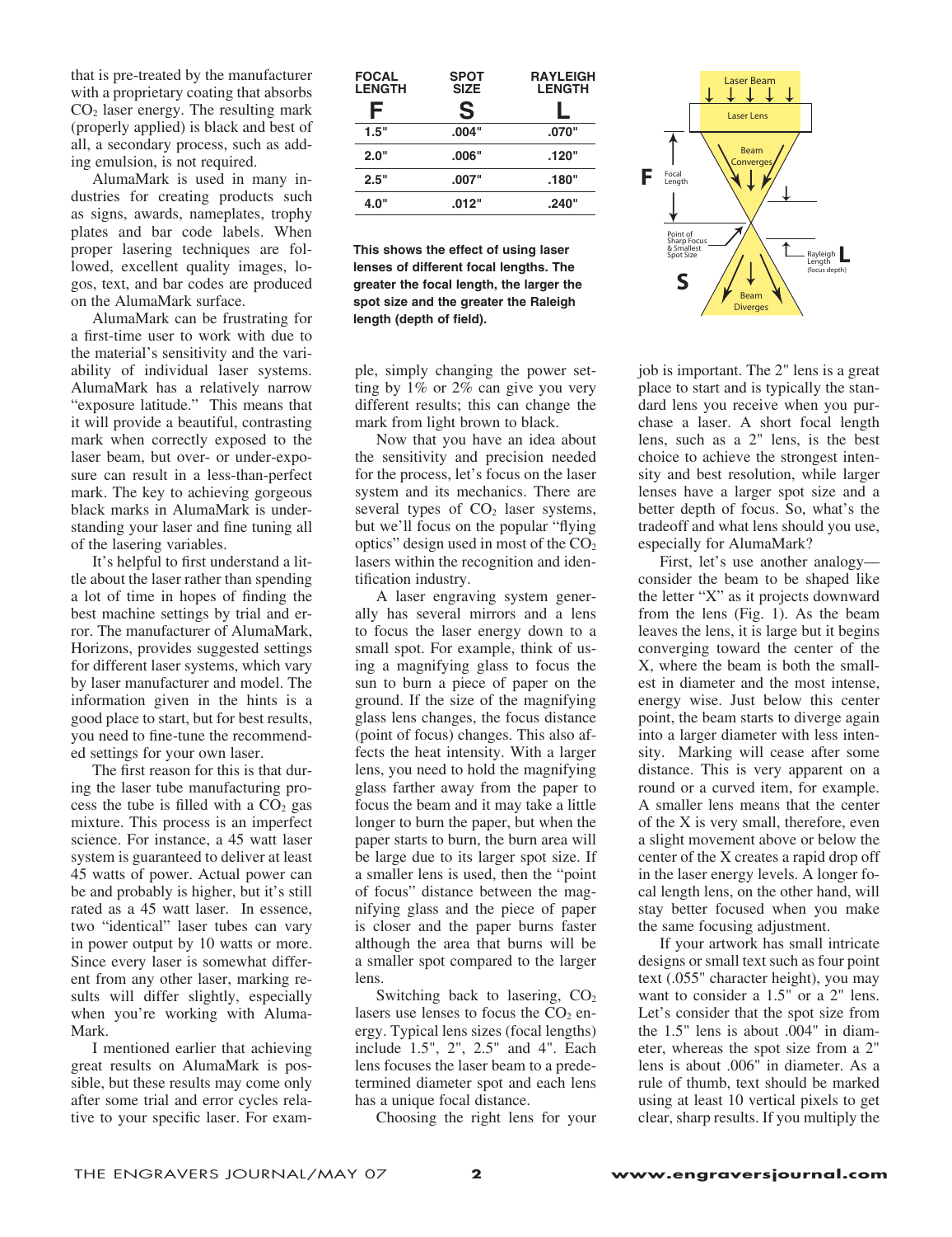that is pre-treated by the manufacturer with a proprietary coating that absorbs $CO_2$ laser energy. The resulting mark (properly applied) is black and best of all, a secondary process, such as adding emulsion, is not required.

AlumaMark is used in many industries for creating products such as signs, awards, nameplates, trophy plates and bar code labels. When proper lasering techniques are followed, excellent quality images, logos, text, and bar codes are produced on the AlumaMark surface.

AlumaMark can be frustrating for a first-time user to work with due to the material's sensitivity and the variability of individual laser systems. AlumaMark has a relatively narrow "exposure latitude." This means that it will provide a beautiful, contrasting mark when correctly exposed to the laser beam, but over- or under-exposure can result in a less-than-perfect mark. The key to achieving gorgeous black marks in AlumaMark is understanding your laser and fine tuning all of the lasering variables.

It's helpful to first understand a little about the laser rather than spending a lot of time in hopes of finding the best machine settings by trial and error. The manufacturer of AlumaMark, Horizons, provides suggested settings for different laser systems, which vary by laser manufacturer and model. The information given in the hints is a good place to start, but for best results, you need to fine-tune the recommended settings for your own laser.

The first reason for this is that during the laser tube manufacturing process the tube is filled with a $CO_2$ gas mixture. This process is an imperfect science. For instance, a 45 watt laser system is guaranteed to deliver at least 45 watts of power. Actual power can be and probably is higher, but it's still rated as a 45 watt laser. In essence, two "identical" laser tubes can vary in power output by 10 watts or more. Since every laser is somewhat different from any other laser, marking results will differ slightly, especially when you're working with AlumaMark.

I mentioned earlier that achieving great results on AlumaMark is possible, but these results may come only after some trial and error cycles relative to your specific laser. For example, simply changing the power setting by 1% or 2% can give you very different results; this can change the mark from light brown to black.

| FOCAL LENGTH **F** | SPOT SIZE **S** | RAYLEIGH LENGTH **L** |
|---|---|---|
| 1.5" | .004" | .070" |
| 2.0" | .006" | .120" |
| 2.5" | .007" | .180" |
| 4.0" | .012" | .240" |

**This shows the effect of using laser lenses of different focal lengths. The greater the focal length, the larger the spot size and the greater the Raleigh length (depth of field).**

Laser Beam — Laser Lens — Beam Converges — **F** Focal Length — Point of Sharp Focus & Smallest Spot Size — **S** — Rayleigh Length (focus depth) **L** — Beam Diverges

Now that you have an idea about the sensitivity and precision needed for the process, let's focus on the laser system and its mechanics. There are several types of $CO_2$ laser systems, but we'll focus on the popular "flying optics" design used in most of the $CO_2$ lasers within the recognition and identification industry.

A laser engraving system generally has several mirrors and a lens to focus the laser energy down to a small spot. For example, think of using a magnifying glass to focus the sun to burn a piece of paper on the ground. If the size of the magnifying glass lens changes, the focus distance (point of focus) changes. This also affects the heat intensity. With a larger lens, you need to hold the magnifying glass farther away from the paper to focus the beam and it may take a little longer to burn the paper, but when the paper starts to burn, the burn area will be large due to its larger spot size. If a smaller lens is used, then the "point of focus" distance between the magnifying glass and the piece of paper is closer and the paper burns faster although the area that burns will be a smaller spot compared to the larger lens.

Switching back to lasering, $CO_2$ lasers use lenses to focus the $CO_2$ energy. Typical lens sizes (focal lengths) include 1.5", 2", 2.5" and 4". Each lens focuses the laser beam to a predetermined diameter spot and each lens has a unique focal distance.

Choosing the right lens for your job is important. The 2" lens is a great place to start and is typically the standard lens you receive when you purchase a laser. A short focal length lens, such as a 2" lens, is the best choice to achieve the strongest intensity and best resolution, while larger lenses have a larger spot size and a better depth of focus. So, what's the tradeoff and what lens should you use, especially for AlumaMark?

First, let's use another analogy—consider the beam to be shaped like the letter "X" as it projects downward from the lens (Fig. 1). As the beam leaves the lens, it is large but it begins converging toward the center of the X, where the beam is both the smallest in diameter and the most intense, energy wise. Just below this center point, the beam starts to diverge again into a larger diameter with less intensity. Marking will cease after some distance. This is very apparent on a round or a curved item, for example. A smaller lens means that the center of the X is very small, therefore, even a slight movement above or below the center of the X creates a rapid drop off in the laser energy levels. A longer focal length lens, on the other hand, will stay better focused when you make the same focusing adjustment.

If your artwork has small intricate designs or small text such as four point text (.055" character height), you may want to consider a 1.5" or a 2" lens. Let's consider that the spot size from the 1.5" lens is about .004" in diameter, whereas the spot size from a 2" lens is about .006" in diameter. As a rule of thumb, text should be marked using at least 10 vertical pixels to get clear, sharp results. If you multiply the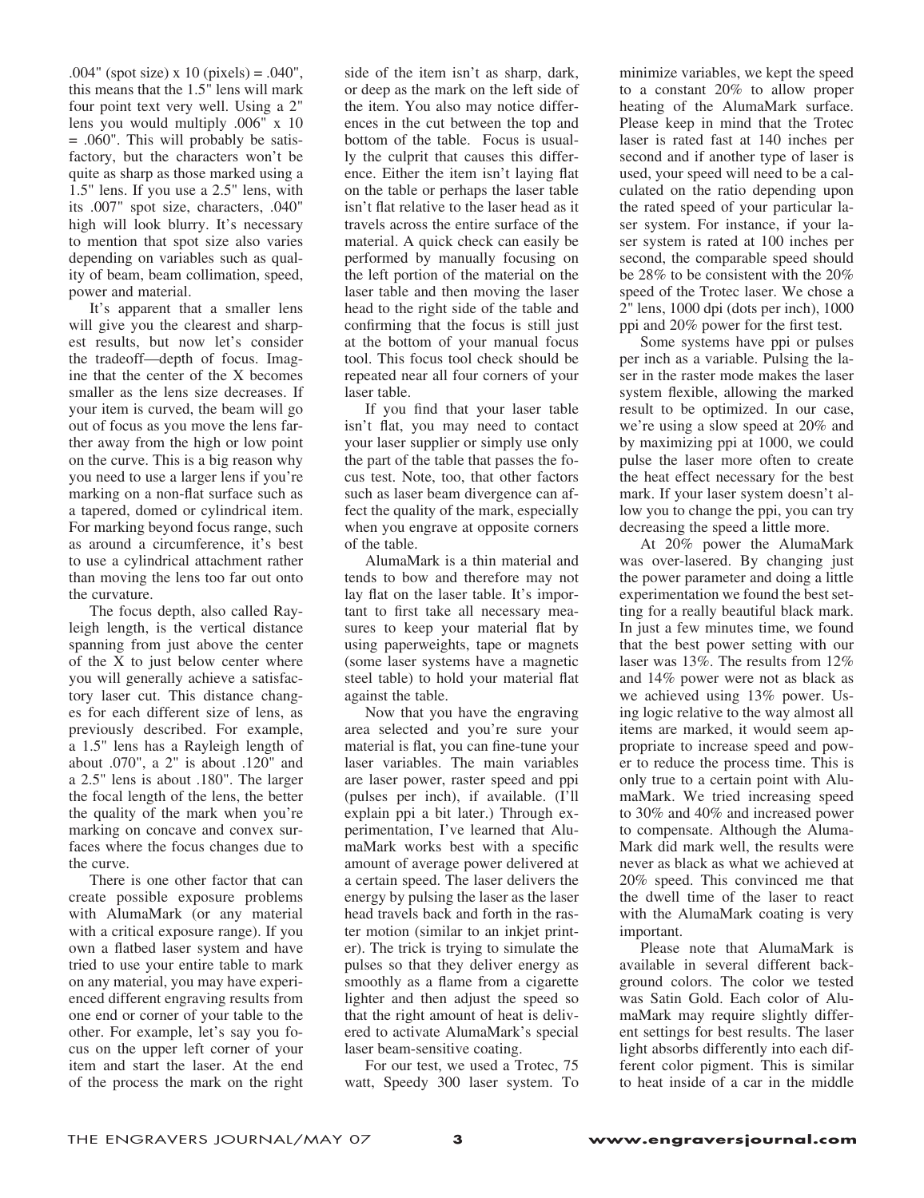.004" (spot size) x 10 (pixels) = .040", this means that the 1.5" lens will mark four point text very well. Using a 2" lens you would multiply .006" x 10 = .060". This will probably be satisfactory, but the characters won't be quite as sharp as those marked using a 1.5" lens. If you use a 2.5" lens, with its .007" spot size, characters, .040" high will look blurry. It's necessary to mention that spot size also varies depending on variables such as quality of beam, beam collimation, speed, power and material.

It's apparent that a smaller lens will give you the clearest and sharpest results, but now let's consider the tradeoff—depth of focus. Imagine that the center of the X becomes smaller as the lens size decreases. If your item is curved, the beam will go out of focus as you move the lens farther away from the high or low point on the curve. This is a big reason why you need to use a larger lens if you're marking on a non-flat surface such as a tapered, domed or cylindrical item. For marking beyond focus range, such as around a circumference, it's best to use a cylindrical attachment rather than moving the lens too far out onto the curvature.

The focus depth, also called Rayleigh length, is the vertical distance spanning from just above the center of the X to just below center where you will generally achieve a satisfactory laser cut. This distance changes for each different size of lens, as previously described. For example, a 1.5" lens has a Rayleigh length of about .070", a 2" is about .120" and a 2.5" lens is about .180". The larger the focal length of the lens, the better the quality of the mark when you're marking on concave and convex surfaces where the focus changes due to the curve.

There is one other factor that can create possible exposure problems with AlumaMark (or any material with a critical exposure range). If you own a flatbed laser system and have tried to use your entire table to mark on any material, you may have experienced different engraving results from one end or corner of your table to the other. For example, let's say you focus on the upper left corner of your item and start the laser. At the end of the process the mark on the right side of the item isn't as sharp, dark, or deep as the mark on the left side of the item. You also may notice differences in the cut between the top and bottom of the table. Focus is usually the culprit that causes this difference. Either the item isn't laying flat on the table or perhaps the laser table isn't flat relative to the laser head as it travels across the entire surface of the material. A quick check can easily be performed by manually focusing on the left portion of the material on the laser table and then moving the laser head to the right side of the table and confirming that the focus is still just at the bottom of your manual focus tool. This focus tool check should be repeated near all four corners of your laser table.

If you find that your laser table isn't flat, you may need to contact your laser supplier or simply use only the part of the table that passes the focus test. Note, too, that other factors such as laser beam divergence can affect the quality of the mark, especially when you engrave at opposite corners of the table.

AlumaMark is a thin material and tends to bow and therefore may not lay flat on the laser table. It's important to first take all necessary measures to keep your material flat by using paperweights, tape or magnets (some laser systems have a magnetic steel table) to hold your material flat against the table.

Now that you have the engraving area selected and you're sure your material is flat, you can fine-tune your laser variables. The main variables are laser power, raster speed and ppi (pulses per inch), if available. (I'll explain ppi a bit later.) Through experimentation, I've learned that AlumaMark works best with a specific amount of average power delivered at a certain speed. The laser delivers the energy by pulsing the laser as the laser head travels back and forth in the raster motion (similar to an inkjet printer). The trick is trying to simulate the pulses so that they deliver energy as smoothly as a flame from a cigarette lighter and then adjust the speed so that the right amount of heat is delivered to activate AlumaMark's special laser beam-sensitive coating.

For our test, we used a Trotec, 75 watt, Speedy 300 laser system. To minimize variables, we kept the speed to a constant 20% to allow proper heating of the AlumaMark surface. Please keep in mind that the Trotec laser is rated fast at 140 inches per second and if another type of laser is used, your speed will need to be a calculated on the ratio depending upon the rated speed of your particular laser system. For instance, if your laser system is rated at 100 inches per second, the comparable speed should be 28% to be consistent with the 20% speed of the Trotec laser. We chose a 2" lens, 1000 dpi (dots per inch), 1000 ppi and 20% power for the first test.

Some systems have ppi or pulses per inch as a variable. Pulsing the laser in the raster mode makes the laser system flexible, allowing the marked result to be optimized. In our case, we're using a slow speed at 20% and by maximizing ppi at 1000, we could pulse the laser more often to create the heat effect necessary for the best mark. If your laser system doesn't allow you to change the ppi, you can try decreasing the speed a little more.

At 20% power the AlumaMark was over-lasered. By changing just the power parameter and doing a little experimentation we found the best setting for a really beautiful black mark. In just a few minutes time, we found that the best power setting with our laser was 13%. The results from 12% and 14% power were not as black as we achieved using 13% power. Using logic relative to the way almost all items are marked, it would seem appropriate to increase speed and power to reduce the process time. This is only true to a certain point with AlumaMark. We tried increasing speed to 30% and 40% and increased power to compensate. Although the AlumaMark did mark well, the results were never as black as what we achieved at 20% speed. This convinced me that the dwell time of the laser to react with the AlumaMark coating is very important.

Please note that AlumaMark is available in several different background colors. The color we tested was Satin Gold. Each color of AlumaMark may require slightly different settings for best results. The laser light absorbs differently into each different color pigment. This is similar to heat inside of a car in the middle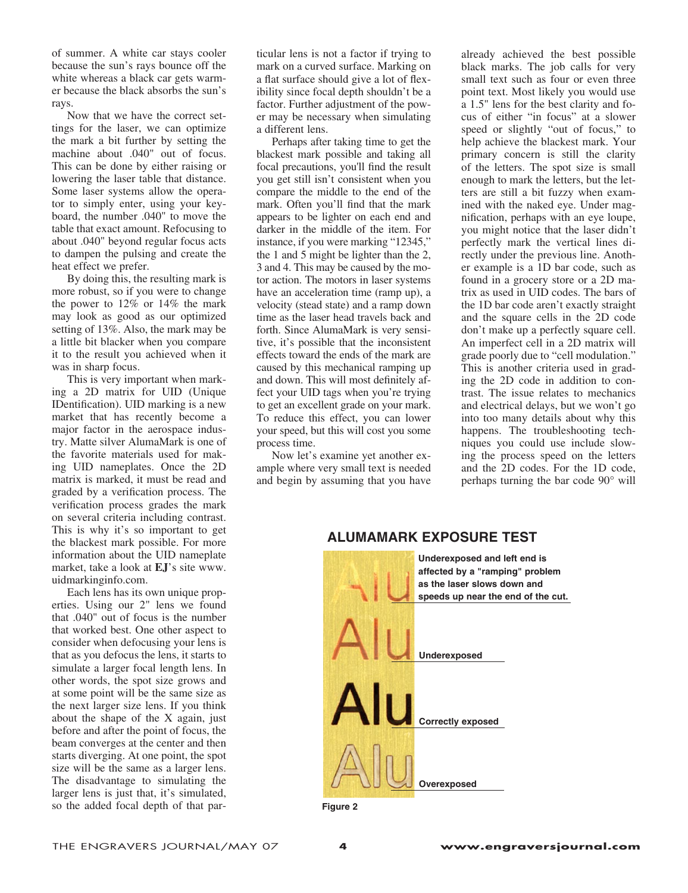of summer. A white car stays cooler because the sun's rays bounce off the white whereas a black car gets warmer because the black absorbs the sun's rays.

Now that we have the correct settings for the laser, we can optimize the mark a bit further by setting the machine about .040" out of focus. This can be done by either raising or lowering the laser table that distance. Some laser systems allow the operator to simply enter, using your keyboard, the number .040" to move the table that exact amount. Refocusing to about .040" beyond regular focus acts to dampen the pulsing and create the heat effect we prefer.

By doing this, the resulting mark is more robust, so if you were to change the power to 12% or 14% the mark may look as good as our optimized setting of 13%. Also, the mark may be a little bit blacker when you compare it to the result you achieved when it was in sharp focus.

This is very important when marking a 2D matrix for UID (Unique IDentification). UID marking is a new market that has recently become a major factor in the aerospace industry. Matte silver AlumaMark is one of the favorite materials used for making UID nameplates. Once the 2D matrix is marked, it must be read and graded by a verification process. The verification process grades the mark on several criteria including contrast. This is why it's so important to get the blackest mark possible. For more information about the UID nameplate market, take a look at **EJ**'s site www.uidmarkinginfo.com.

Each lens has its own unique properties. Using our 2" lens we found that .040" out of focus is the number that worked best. One other aspect to consider when defocusing your lens is that as you defocus the lens, it starts to simulate a larger focal length lens. In other words, the spot size grows and at some point will be the same size as the next larger size lens. If you think about the shape of the X again, just before and after the point of focus, the beam converges at the center and then starts diverging. At one point, the spot size will be the same as a larger lens. The disadvantage to simulating the larger lens is just that, it's simulated, so the added focal depth of that particular lens is not a factor if trying to mark on a curved surface. Marking on a flat surface should give a lot of flexibility since focal depth shouldn't be a factor. Further adjustment of the power may be necessary when simulating a different lens.

Perhaps after taking time to get the blackest mark possible and taking all focal precautions, you'll find the result you get still isn't consistent when you compare the middle to the end of the mark. Often you'll find that the mark appears to be lighter on each end and darker in the middle of the item. For instance, if you were marking "12345," the 1 and 5 might be lighter than the 2, 3 and 4. This may be caused by the motor action. The motors in laser systems have an acceleration time (ramp up), a velocity (stead state) and a ramp down time as the laser head travels back and forth. Since AlumaMark is very sensitive, it's possible that the inconsistent effects toward the ends of the mark are caused by this mechanical ramping up and down. This will most definitely affect your UID tags when you're trying to get an excellent grade on your mark. To reduce this effect, you can lower your speed, but this will cost you some process time.

Now let's examine yet another example where very small text is needed and begin by assuming that you have already achieved the best possible black marks. The job calls for very small text such as four or even three point text. Most likely you would use a 1.5" lens for the best clarity and focus of either "in focus" at a slower speed or slightly "out of focus," to help achieve the blackest mark. Your primary concern is still the clarity of the letters. The spot size is small enough to mark the letters, but the letters are still a bit fuzzy when examined with the naked eye. Under magnification, perhaps with an eye loupe, you might notice that the laser didn't perfectly mark the vertical lines directly under the previous line. Another example is a 1D bar code, such as found in a grocery store or a 2D matrix as used in UID codes. The bars of the 1D bar code aren't exactly straight and the square cells in the 2D code don't make up a perfectly square cell. An imperfect cell in a 2D matrix will grade poorly due to "cell modulation." This is another criteria used in grading the 2D code in addition to contrast. The issue relates to mechanics and electrical delays, but we won't go into too many details about why this happens. The troubleshooting techniques you could use include slowing the process speed on the letters and the 2D codes. For the 1D code, perhaps turning the bar code 90° will

## ALUMAMARK EXPOSURE TEST

**Underexposed and left end is affected by a "ramping" problem as the laser slows down and speeds up near the end of the cut.**

**Underexposed**

**Correctly exposed**

**Overexposed**

**Figure 2**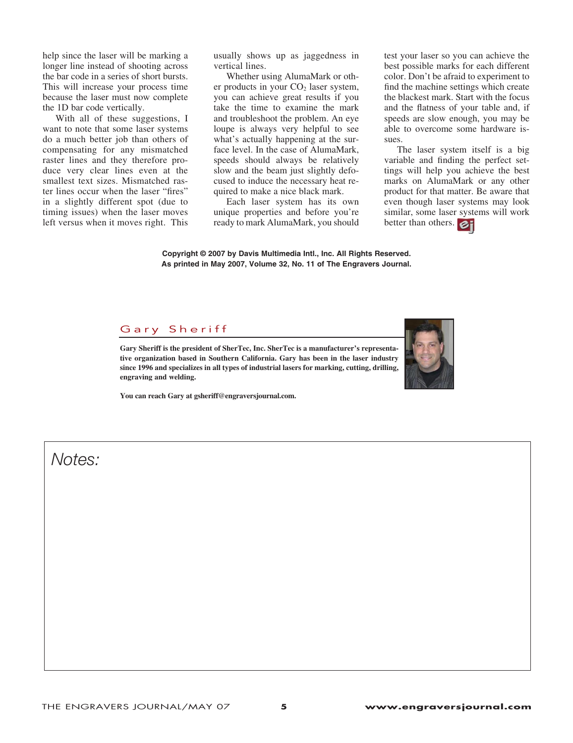help since the laser will be marking a longer line instead of shooting across the bar code in a series of short bursts. This will increase your process time because the laser must now complete the 1D bar code vertically.

With all of these suggestions, I want to note that some laser systems do a much better job than others of compensating for any mismatched raster lines and they therefore produce very clear lines even at the smallest text sizes. Mismatched raster lines occur when the laser "fires" in a slightly different spot (due to timing issues) when the laser moves left versus when it moves right. This usually shows up as jaggedness in vertical lines.

Whether using AlumaMark or other products in your $CO_2$ laser system, you can achieve great results if you take the time to examine the mark and troubleshoot the problem. An eye loupe is always very helpful to see what's actually happening at the surface level. In the case of AlumaMark, speeds should always be relatively slow and the beam just slightly defocused to induce the necessary heat required to make a nice black mark.

Each laser system has its own unique properties and before you're ready to mark AlumaMark, you should test your laser so you can achieve the best possible marks for each different color. Don't be afraid to experiment to find the machine settings which create the blackest mark. Start with the focus and the flatness of your table and, if speeds are slow enough, you may be able to overcome some hardware issues.

The laser system itself is a big variable and finding the perfect settings will help you achieve the best marks on AlumaMark or any other product for that matter. Be aware that even though laser systems may look similar, some laser systems will work better than others.

**Copyright © 2007 by Davis Multimedia Intl., Inc. All Rights Reserved.**
**As printed in May 2007, Volume 32, No. 11 of The Engravers Journal.**

## Gary Sheriff

**Gary Sheriff is the president of SherTec, Inc. SherTec is a manufacturer's representative organization based in Southern California. Gary has been in the laser industry since 1996 and specializes in all types of industrial lasers for marking, cutting, drilling, engraving and welding.**

**You can reach Gary at gsheriff@engraversjournal.com.**

*Notes:*